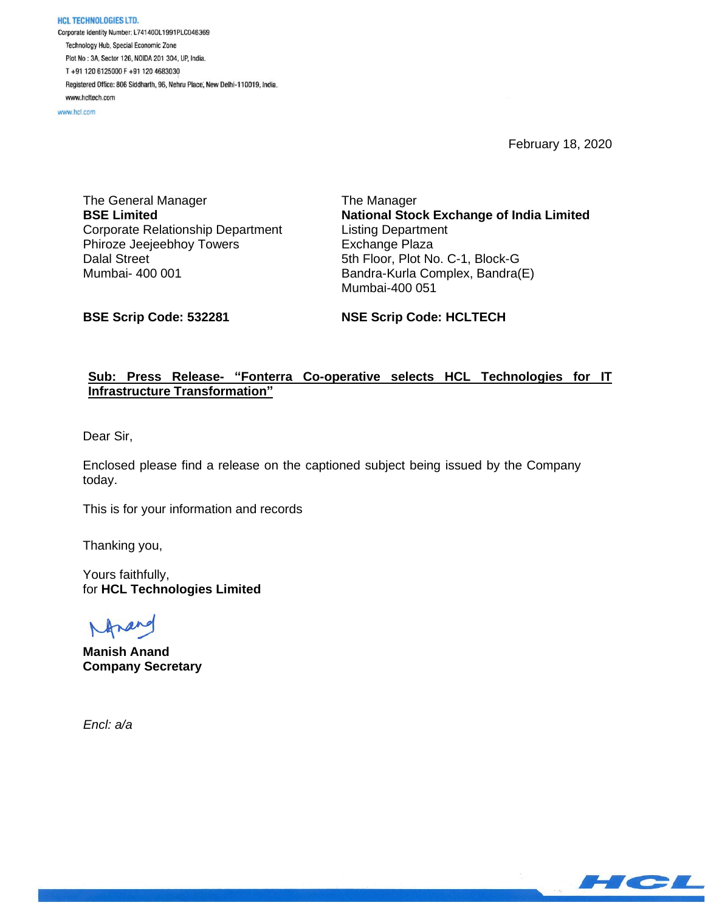**HCL TECHNOLOGIES LTD.**
Corporate Identity Number: L74140DL1991PLC046369
Technology Hub, Special Economic Zone
Plot No : 3A, Sector 126, NOIDA 201 304, UP, India.
T +91 120 6125000 F +91 120 4683030
Registered Office: 806 Siddharth, 96, Nehru Place, New Delhi-110019, India.
www.hcltech.com
www.hcl.com

February 18, 2020

The General Manager
**BSE Limited**
Corporate Relationship Department
Phiroze Jeejeebhoy Towers
Dalal Street
Mumbai- 400 001

**BSE Scrip Code: 532281**

The Manager
**National Stock Exchange of India Limited**
Listing Department
Exchange Plaza
5th Floor, Plot No. C-1, Block-G
Bandra-Kurla Complex, Bandra(E)
Mumbai-400 051

**NSE Scrip Code: HCLTECH**

**Sub: Press Release- "Fonterra Co-operative selects HCL Technologies for IT Infrastructure Transformation"**

Dear Sir,

Enclosed please find a release on the captioned subject being issued by the Company today.

This is for your information and records

Thanking you,

Yours faithfully,
for **HCL Technologies Limited**

**Manish Anand**
**Company Secretary**

*Encl: a/a*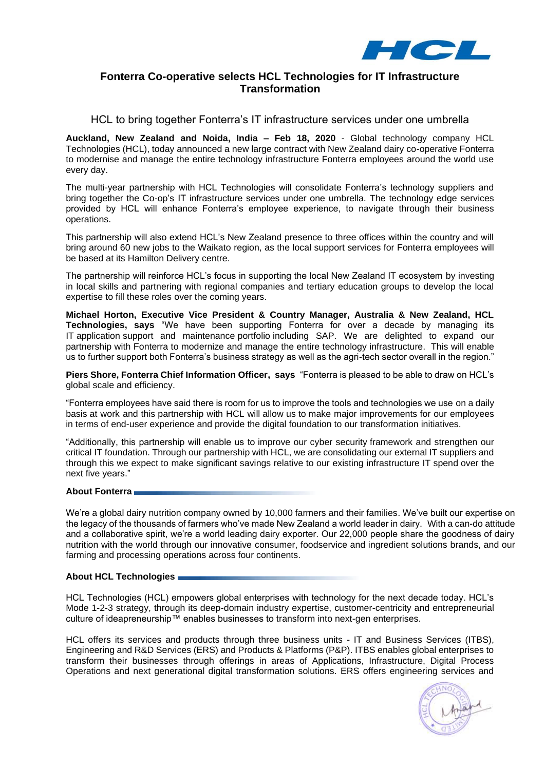## Fonterra Co-operative selects HCL Technologies for IT Infrastructure Transformation

### HCL to bring together Fonterra's IT infrastructure services under one umbrella

**Auckland, New Zealand and Noida, India – Feb 18, 2020** - Global technology company HCL Technologies (HCL), today announced a new large contract with New Zealand dairy co-operative Fonterra to modernise and manage the entire technology infrastructure Fonterra employees around the world use every day.

The multi-year partnership with HCL Technologies will consolidate Fonterra's technology suppliers and bring together the Co-op's IT infrastructure services under one umbrella. The technology edge services provided by HCL will enhance Fonterra's employee experience, to navigate through their business operations.

This partnership will also extend HCL's New Zealand presence to three offices within the country and will bring around 60 new jobs to the Waikato region, as the local support services for Fonterra employees will be based at its Hamilton Delivery centre.

The partnership will reinforce HCL's focus in supporting the local New Zealand IT ecosystem by investing in local skills and partnering with regional companies and tertiary education groups to develop the local expertise to fill these roles over the coming years.

**Michael Horton, Executive Vice President & Country Manager, Australia & New Zealand, HCL Technologies, says** "We have been supporting Fonterra for over a decade by managing its IT application support and maintenance portfolio including SAP. We are delighted to expand our partnership with Fonterra to modernize and manage the entire technology infrastructure. This will enable us to further support both Fonterra's business strategy as well as the agri-tech sector overall in the region."

**Piers Shore, Fonterra Chief Information Officer, says** "Fonterra is pleased to be able to draw on HCL's global scale and efficiency.

"Fonterra employees have said there is room for us to improve the tools and technologies we use on a daily basis at work and this partnership with HCL will allow us to make major improvements for our employees in terms of end-user experience and provide the digital foundation to our transformation initiatives.

"Additionally, this partnership will enable us to improve our cyber security framework and strengthen our critical IT foundation. Through our partnership with HCL, we are consolidating our external IT suppliers and through this we expect to make significant savings relative to our existing infrastructure IT spend over the next five years."

**About Fonterra**

We're a global dairy nutrition company owned by 10,000 farmers and their families. We've built our expertise on the legacy of the thousands of farmers who've made New Zealand a world leader in dairy. With a can-do attitude and a collaborative spirit, we're a world leading dairy exporter. Our 22,000 people share the goodness of dairy nutrition with the world through our innovative consumer, foodservice and ingredient solutions brands, and our farming and processing operations across four continents.

**About HCL Technologies**

HCL Technologies (HCL) empowers global enterprises with technology for the next decade today. HCL's Mode 1-2-3 strategy, through its deep-domain industry expertise, customer-centricity and entrepreneurial culture of ideapreneurship™ enables businesses to transform into next-gen enterprises.

HCL offers its services and products through three business units - IT and Business Services (ITBS), Engineering and R&D Services (ERS) and Products & Platforms (P&P). ITBS enables global enterprises to transform their businesses through offerings in areas of Applications, Infrastructure, Digital Process Operations and next generational digital transformation solutions. ERS offers engineering services and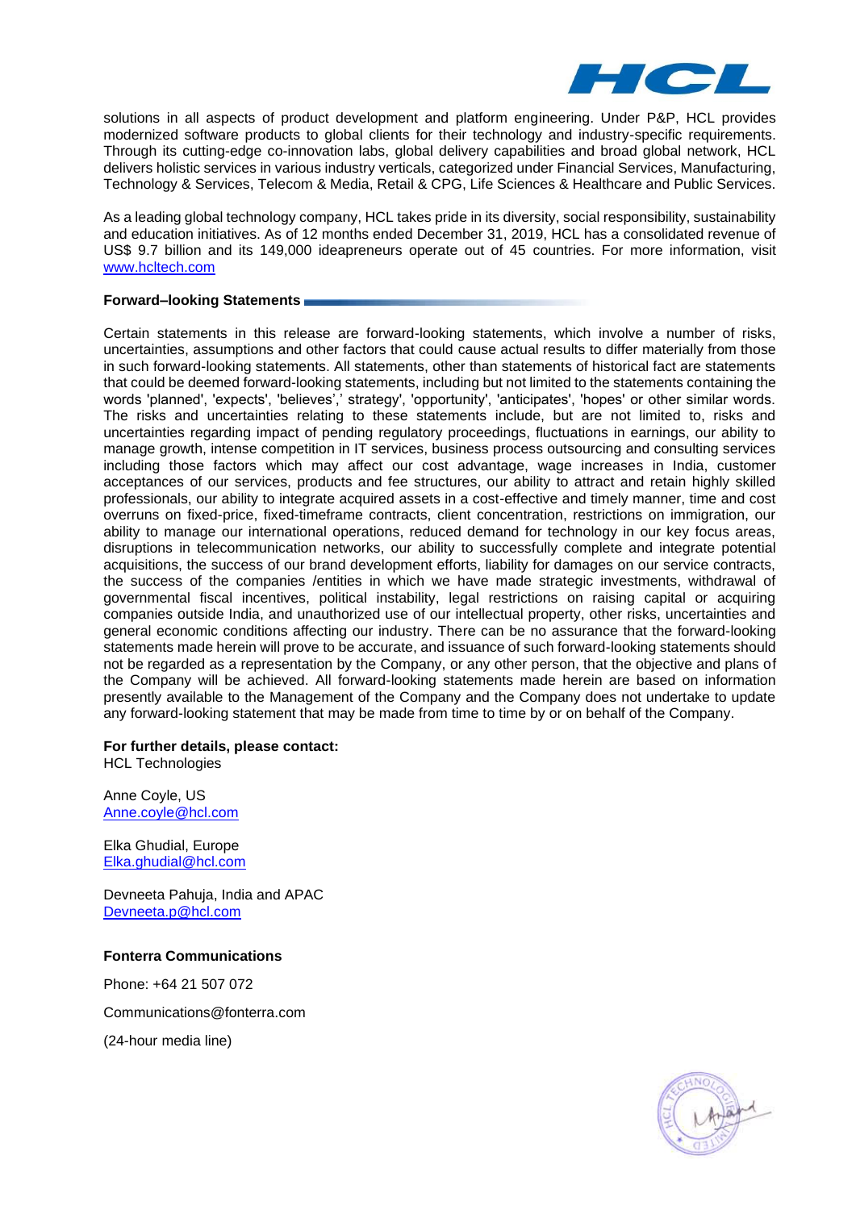solutions in all aspects of product development and platform engineering. Under P&P, HCL provides modernized software products to global clients for their technology and industry-specific requirements. Through its cutting-edge co-innovation labs, global delivery capabilities and broad global network, HCL delivers holistic services in various industry verticals, categorized under Financial Services, Manufacturing, Technology & Services, Telecom & Media, Retail & CPG, Life Sciences & Healthcare and Public Services.

As a leading global technology company, HCL takes pride in its diversity, social responsibility, sustainability and education initiatives. As of 12 months ended December 31, 2019, HCL has a consolidated revenue of US$ 9.7 billion and its 149,000 ideapreneurs operate out of 45 countries. For more information, visit [www.hcltech.com](http://www.hcltech.com)

**Forward–looking Statements**

Certain statements in this release are forward-looking statements, which involve a number of risks, uncertainties, assumptions and other factors that could cause actual results to differ materially from those in such forward-looking statements. All statements, other than statements of historical fact are statements that could be deemed forward-looking statements, including but not limited to the statements containing the words 'planned', 'expects', 'believes',' strategy', 'opportunity', 'anticipates', 'hopes' or other similar words. The risks and uncertainties relating to these statements include, but are not limited to, risks and uncertainties regarding impact of pending regulatory proceedings, fluctuations in earnings, our ability to manage growth, intense competition in IT services, business process outsourcing and consulting services including those factors which may affect our cost advantage, wage increases in India, customer acceptances of our services, products and fee structures, our ability to attract and retain highly skilled professionals, our ability to integrate acquired assets in a cost-effective and timely manner, time and cost overruns on fixed-price, fixed-timeframe contracts, client concentration, restrictions on immigration, our ability to manage our international operations, reduced demand for technology in our key focus areas, disruptions in telecommunication networks, our ability to successfully complete and integrate potential acquisitions, the success of our brand development efforts, liability for damages on our service contracts, the success of the companies /entities in which we have made strategic investments, withdrawal of governmental fiscal incentives, political instability, legal restrictions on raising capital or acquiring companies outside India, and unauthorized use of our intellectual property, other risks, uncertainties and general economic conditions affecting our industry. There can be no assurance that the forward-looking statements made herein will prove to be accurate, and issuance of such forward-looking statements should not be regarded as a representation by the Company, or any other person, that the objective and plans of the Company will be achieved. All forward-looking statements made herein are based on information presently available to the Management of the Company and the Company does not undertake to update any forward-looking statement that may be made from time to time by or on behalf of the Company.

**For further details, please contact:**
HCL Technologies

Anne Coyle, US
[Anne.coyle@hcl.com](mailto:Anne.coyle@hcl.com)

Elka Ghudial, Europe
[Elka.ghudial@hcl.com](mailto:Elka.ghudial@hcl.com)

Devneeta Pahuja, India and APAC
[Devneeta.p@hcl.com](mailto:Devneeta.p@hcl.com)

**Fonterra Communications**

Phone: +64 21 507 072

Communications@fonterra.com

(24-hour media line)